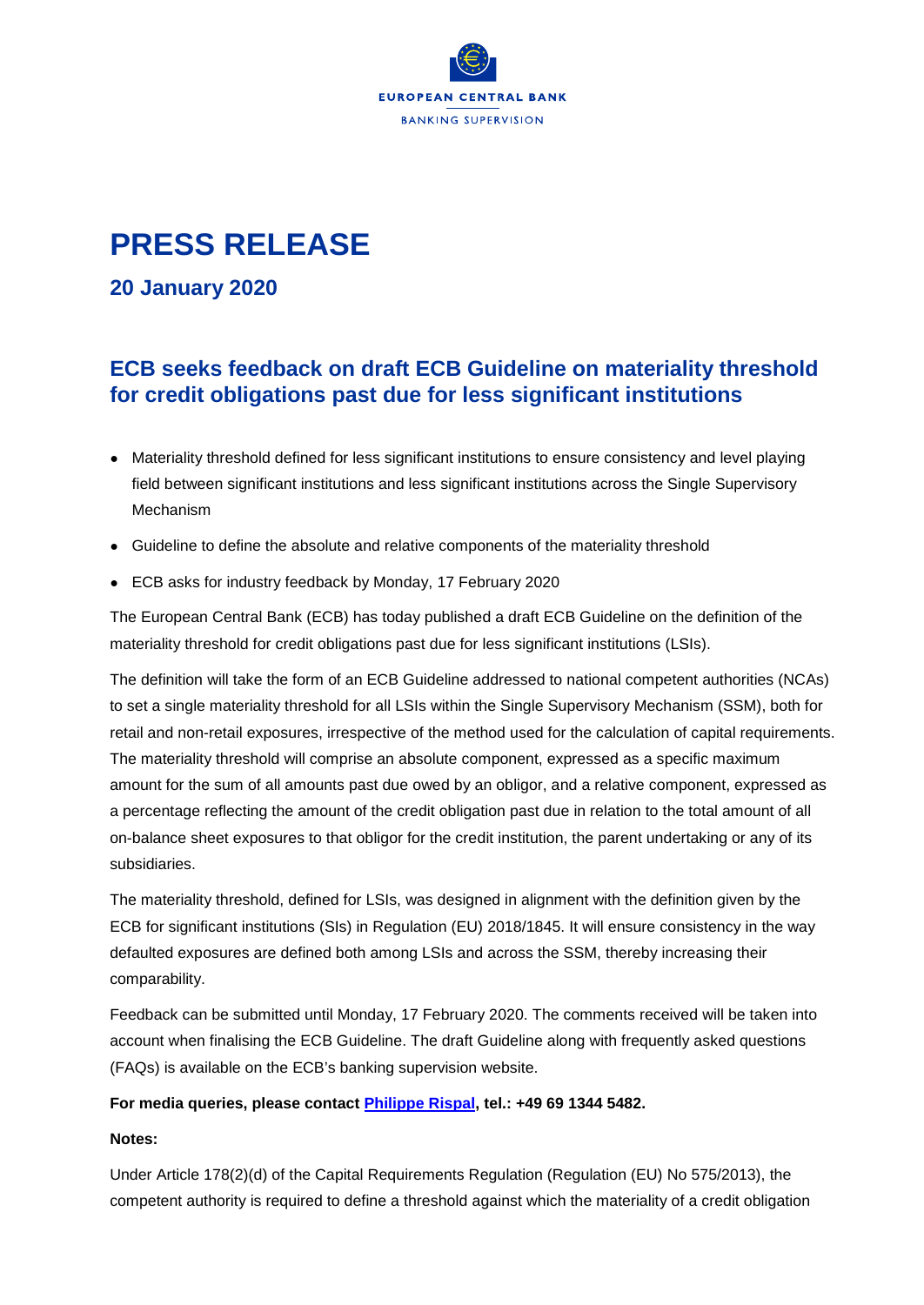EUROPEAN CENTRAL BANK

BANKING SUPERVISION

# PRESS RELEASE

## 20 January 2020

## ECB seeks feedback on draft ECB Guideline on materiality threshold for credit obligations past due for less significant institutions

- Materiality threshold defined for less significant institutions to ensure consistency and level playing field between significant institutions and less significant institutions across the Single Supervisory Mechanism
- Guideline to define the absolute and relative components of the materiality threshold
- ECB asks for industry feedback by Monday, 17 February 2020

The European Central Bank (ECB) has today published a draft ECB Guideline on the definition of the materiality threshold for credit obligations past due for less significant institutions (LSIs).

The definition will take the form of an ECB Guideline addressed to national competent authorities (NCAs) to set a single materiality threshold for all LSIs within the Single Supervisory Mechanism (SSM), both for retail and non-retail exposures, irrespective of the method used for the calculation of capital requirements. The materiality threshold will comprise an absolute component, expressed as a specific maximum amount for the sum of all amounts past due owed by an obligor, and a relative component, expressed as a percentage reflecting the amount of the credit obligation past due in relation to the total amount of all on-balance sheet exposures to that obligor for the credit institution, the parent undertaking or any of its subsidiaries.

The materiality threshold, defined for LSIs, was designed in alignment with the definition given by the ECB for significant institutions (SIs) in Regulation (EU) 2018/1845. It will ensure consistency in the way defaulted exposures are defined both among LSIs and across the SSM, thereby increasing their comparability.

Feedback can be submitted until Monday, 17 February 2020. The comments received will be taken into account when finalising the ECB Guideline. The draft Guideline along with frequently asked questions (FAQs) is available on the ECB's banking supervision website.

**For media queries, please contact Philippe Rispal, tel.: +49 69 1344 5482.**

**Notes:**

Under Article 178(2)(d) of the Capital Requirements Regulation (Regulation (EU) No 575/2013), the competent authority is required to define a threshold against which the materiality of a credit obligation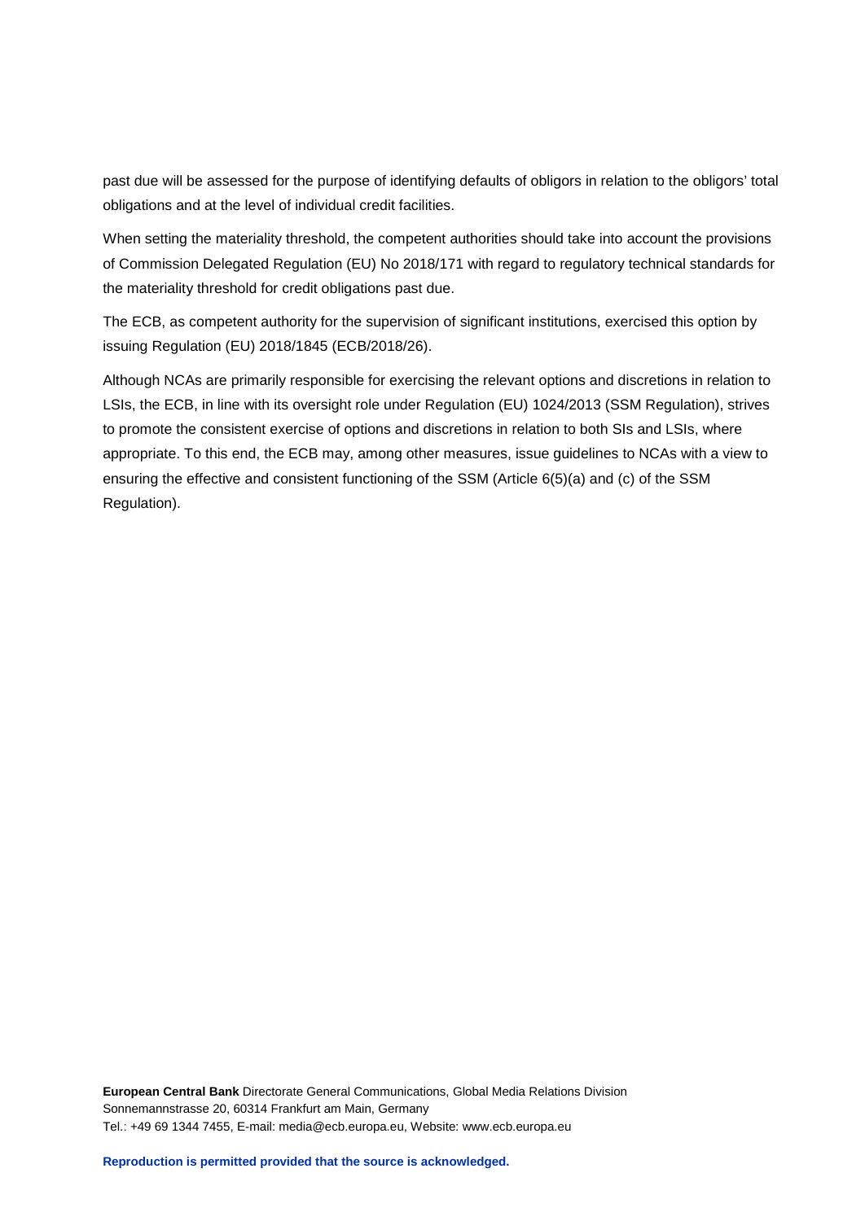past due will be assessed for the purpose of identifying defaults of obligors in relation to the obligors' total obligations and at the level of individual credit facilities.

When setting the materiality threshold, the competent authorities should take into account the provisions of Commission Delegated Regulation (EU) No 2018/171 with regard to regulatory technical standards for the materiality threshold for credit obligations past due.

The ECB, as competent authority for the supervision of significant institutions, exercised this option by issuing Regulation (EU) 2018/1845 (ECB/2018/26).

Although NCAs are primarily responsible for exercising the relevant options and discretions in relation to LSIs, the ECB, in line with its oversight role under Regulation (EU) 1024/2013 (SSM Regulation), strives to promote the consistent exercise of options and discretions in relation to both SIs and LSIs, where appropriate. To this end, the ECB may, among other measures, issue guidelines to NCAs with a view to ensuring the effective and consistent functioning of the SSM (Article 6(5)(a) and (c) of the SSM Regulation).

**European Central Bank** Directorate General Communications, Global Media Relations Division
Sonnemannstrasse 20, 60314 Frankfurt am Main, Germany
Tel.: +49 69 1344 7455, E-mail: media@ecb.europa.eu, Website: www.ecb.europa.eu

**Reproduction is permitted provided that the source is acknowledged.**